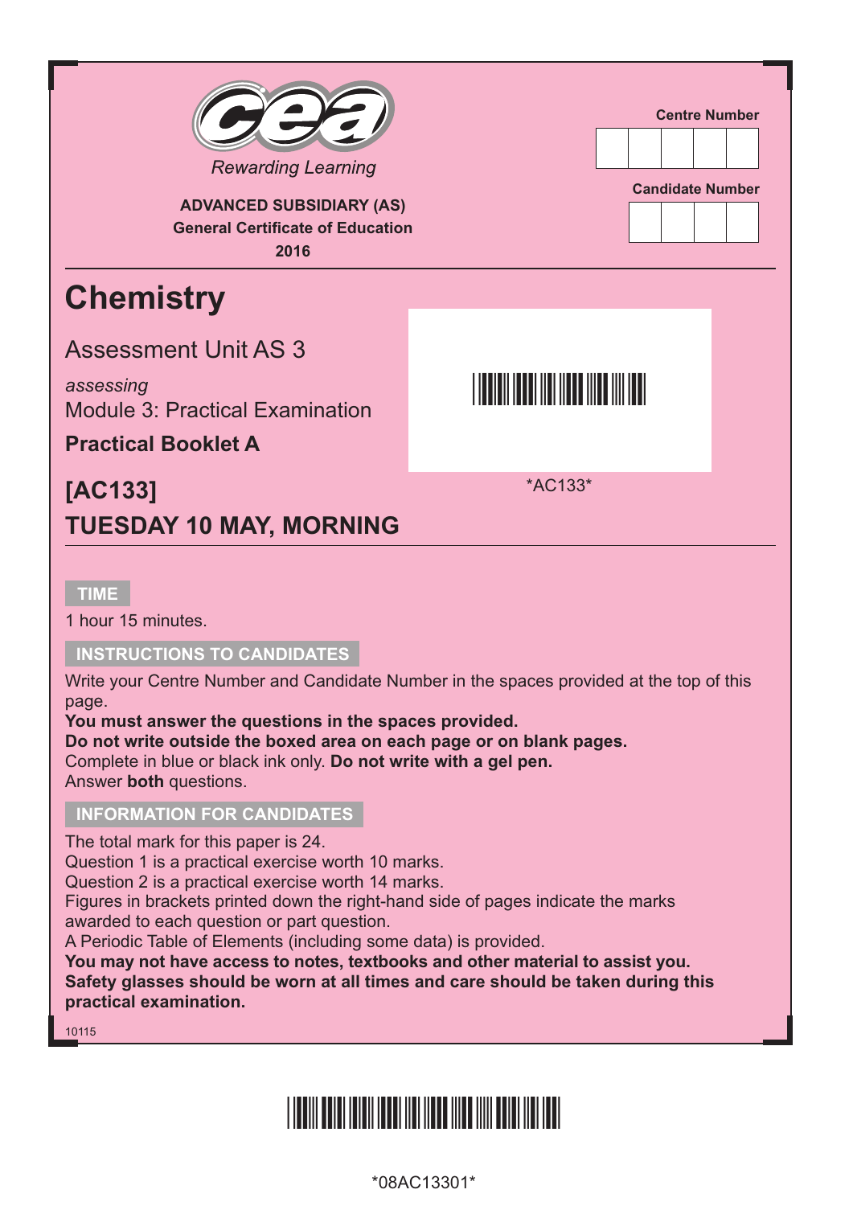Rewarding Learning

**ADVANCED SUBSIDIARY (AS)**
**General Certificate of Education**
**2016**

Centre Number

Candidate Number

# Chemistry

## Assessment Unit AS 3

*assessing*
Module 3: Practical Examination

**Practical Booklet A**

*AC133*

## [AC133]
## TUESDAY 10 MAY, MORNING

**TIME**

1 hour 15 minutes.

**INSTRUCTIONS TO CANDIDATES**

Write your Centre Number and Candidate Number in the spaces provided at the top of this page.
**You must answer the questions in the spaces provided.**
**Do not write outside the boxed area on each page or on blank pages.**
Complete in blue or black ink only. **Do not write with a gel pen.**
Answer **both** questions.

**INFORMATION FOR CANDIDATES**

The total mark for this paper is 24.
Question 1 is a practical exercise worth 10 marks.
Question 2 is a practical exercise worth 14 marks.
Figures in brackets printed down the right-hand side of pages indicate the marks awarded to each question or part question.
A Periodic Table of Elements (including some data) is provided.
**You may not have access to notes, textbooks and other material to assist you.**
**Safety glasses should be worn at all times and care should be taken during this practical examination.**

10115

*08AC13301*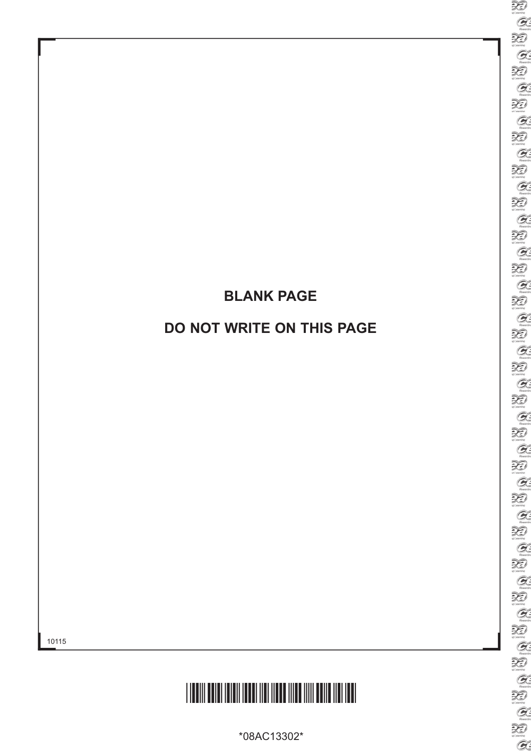**BLANK PAGE**

**DO NOT WRITE ON THIS PAGE**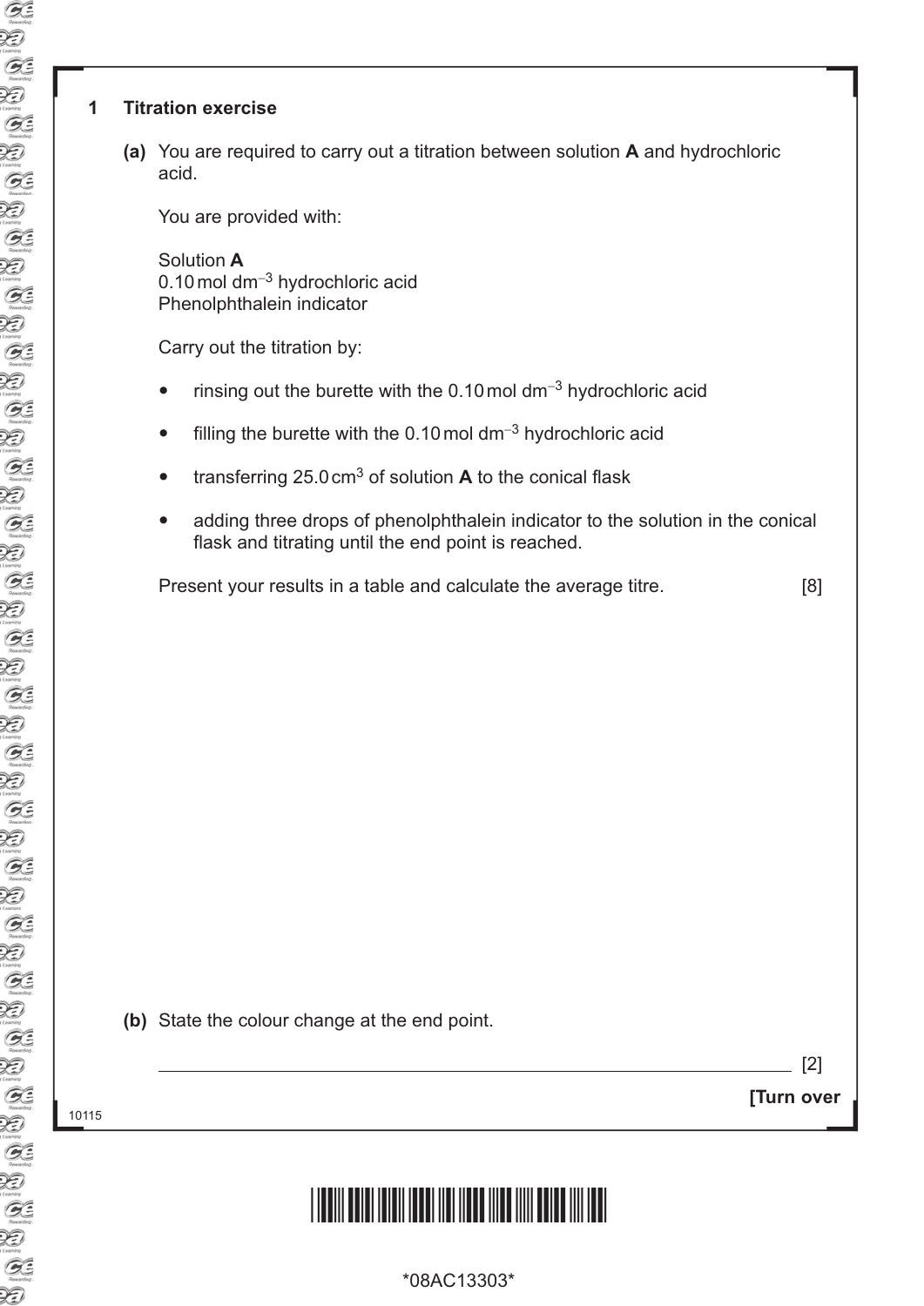**1 Titration exercise**

**(a)** You are required to carry out a titration between solution **A** and hydrochloric acid.

You are provided with:

Solution **A**
0.10 mol $dm^{-3}$ hydrochloric acid
Phenolphthalein indicator

Carry out the titration by:

- rinsing out the burette with the 0.10 mol $dm^{-3}$ hydrochloric acid
- filling the burette with the 0.10 mol $dm^{-3}$ hydrochloric acid
- transferring 25.0 $cm^3$ of solution **A** to the conical flask
- adding three drops of phenolphthalein indicator to the solution in the conical flask and titrating until the end point is reached.

Present your results in a table and calculate the average titre. [8]

**(b)** State the colour change at the end point.

______________________________________________________________ [2]

**[Turn over**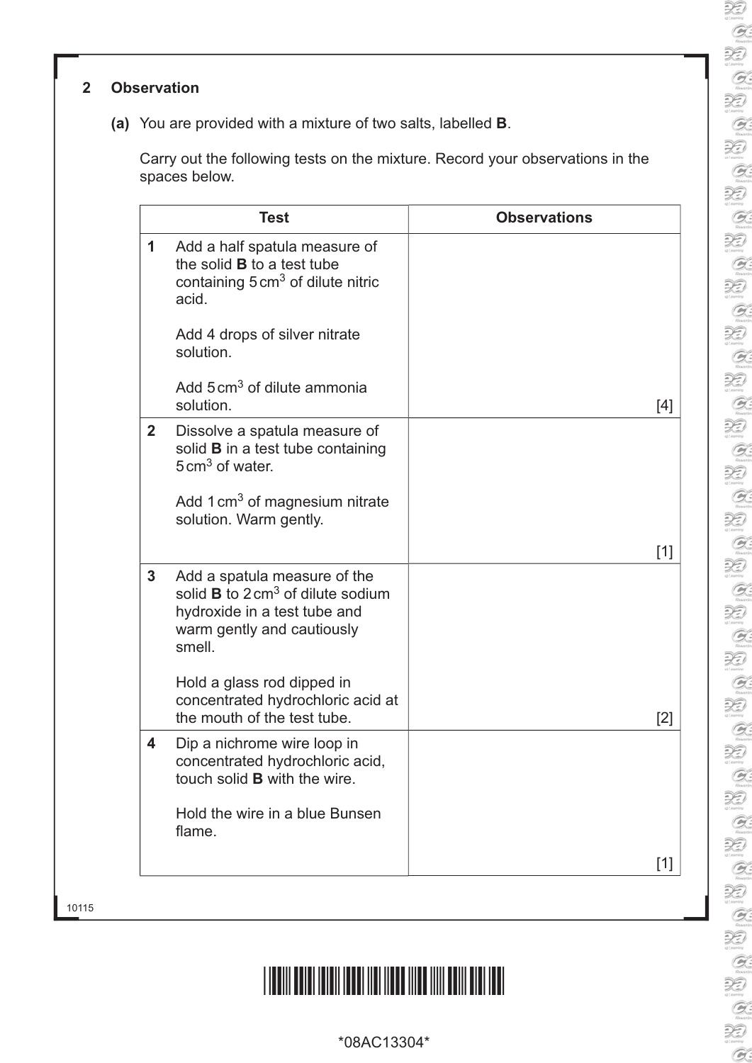## 2 Observation

**(a)** You are provided with a mixture of two salts, labelled **B**.

Carry out the following tests on the mixture. Record your observations in the spaces below.

| Test | Observations |
|---|---|
| **1** Add a half spatula measure of the solid **B** to a test tube containing 5 $cm^3$ of dilute nitric acid.<br><br>Add 4 drops of silver nitrate solution.<br><br>Add 5 $cm^3$ of dilute ammonia solution. | [4] |
| **2** Dissolve a spatula measure of solid **B** in a test tube containing 5 $cm^3$ of water.<br><br>Add 1 $cm^3$ of magnesium nitrate solution. Warm gently. | [1] |
| **3** Add a spatula measure of the solid **B** to 2 $cm^3$ of dilute sodium hydroxide in a test tube and warm gently and cautiously smell.<br><br>Hold a glass rod dipped in concentrated hydrochloric acid at the mouth of the test tube. | [2] |
| **4** Dip a nichrome wire loop in concentrated hydrochloric acid, touch solid **B** with the wire.<br><br>Hold the wire in a blue Bunsen flame. | [1] |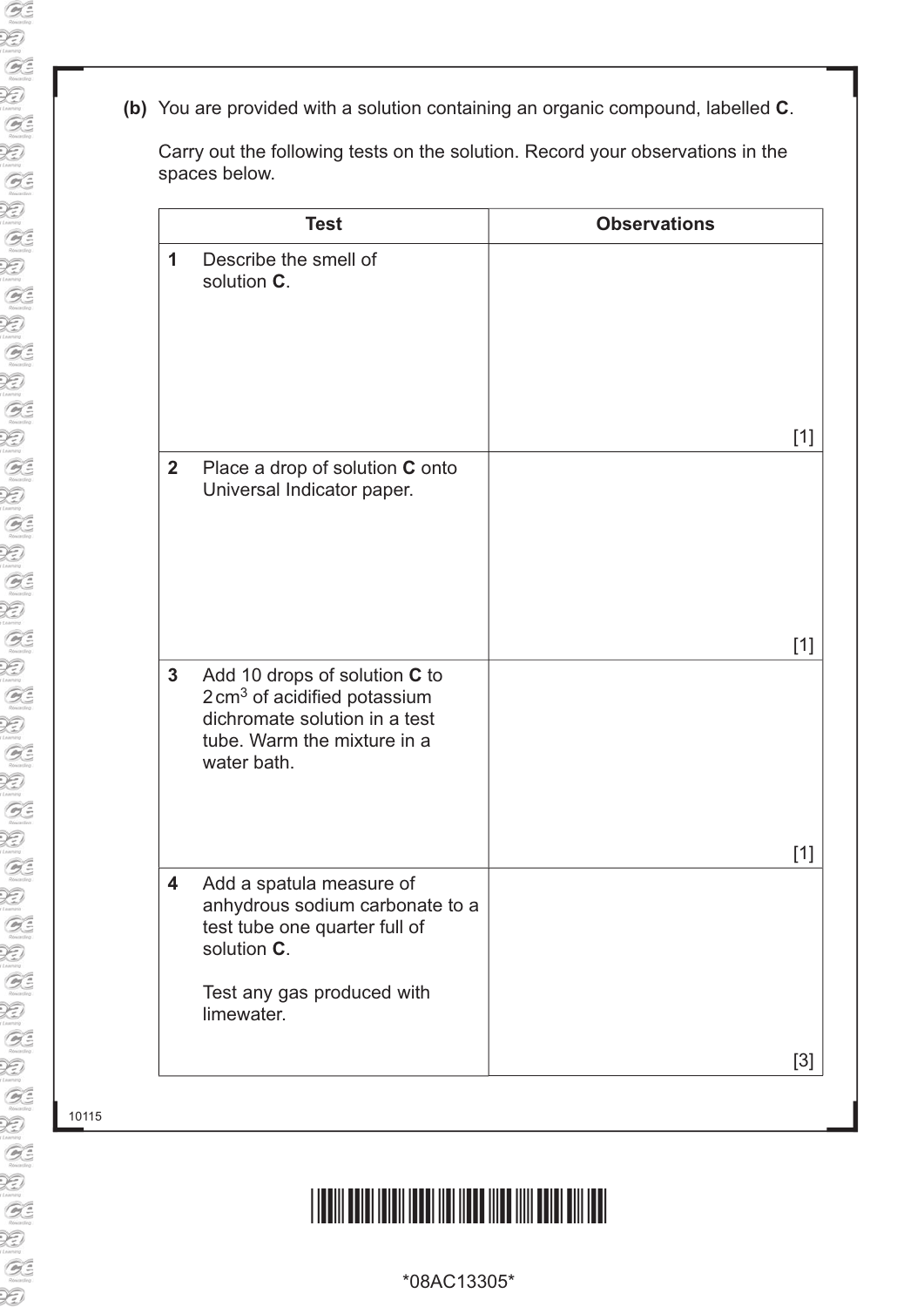**(b)** You are provided with a solution containing an organic compound, labelled **C**.

Carry out the following tests on the solution. Record your observations in the spaces below.

| Test | Observations |
|---|---|
| **1** Describe the smell of solution **C**. | [1] |
| **2** Place a drop of solution **C** onto Universal Indicator paper. | [1] |
| **3** Add 10 drops of solution **C** to 2 $cm^3$ of acidified potassium dichromate solution in a test tube. Warm the mixture in a water bath. | [1] |
| **4** Add a spatula measure of anhydrous sodium carbonate to a test tube one quarter full of solution **C**.<br><br>Test any gas produced with limewater. | [3] |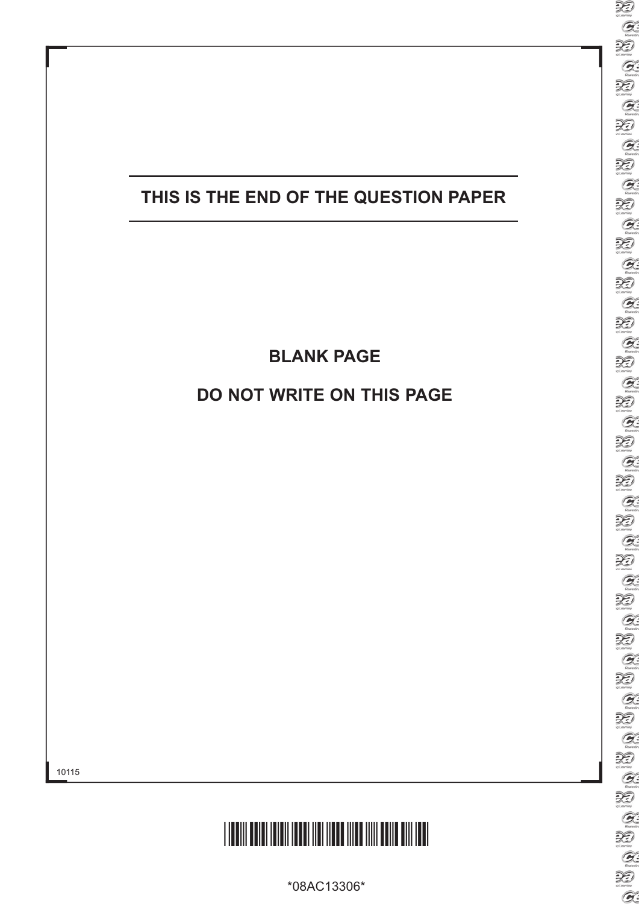**THIS IS THE END OF THE QUESTION PAPER**

**BLANK PAGE**

**DO NOT WRITE ON THIS PAGE**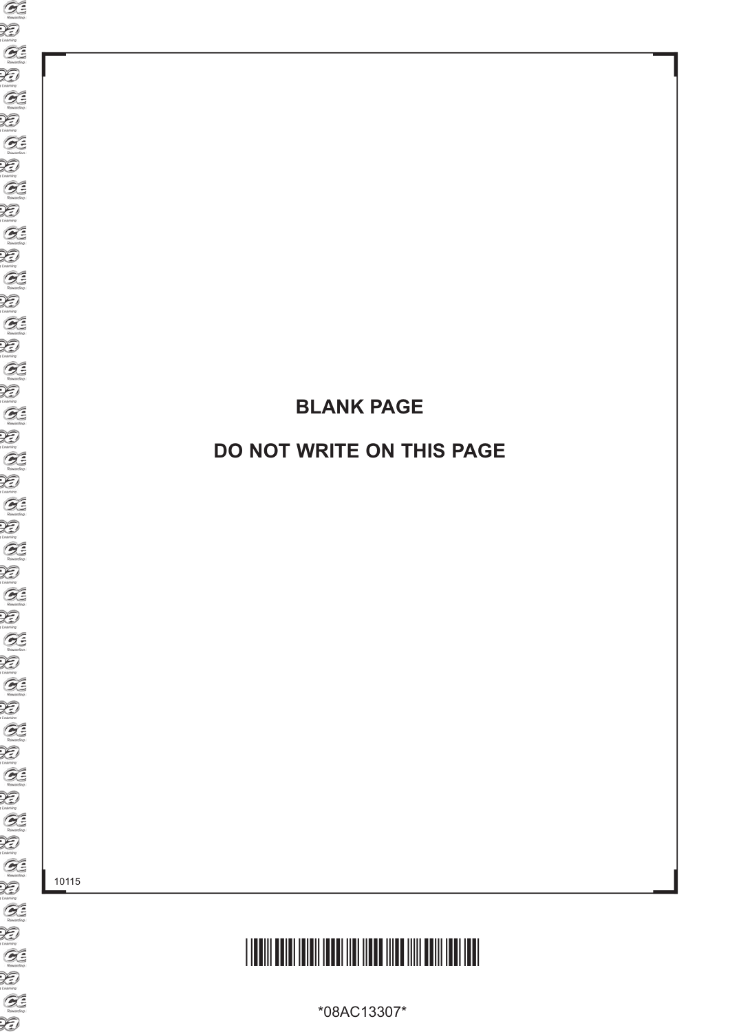**BLANK PAGE**

**DO NOT WRITE ON THIS PAGE**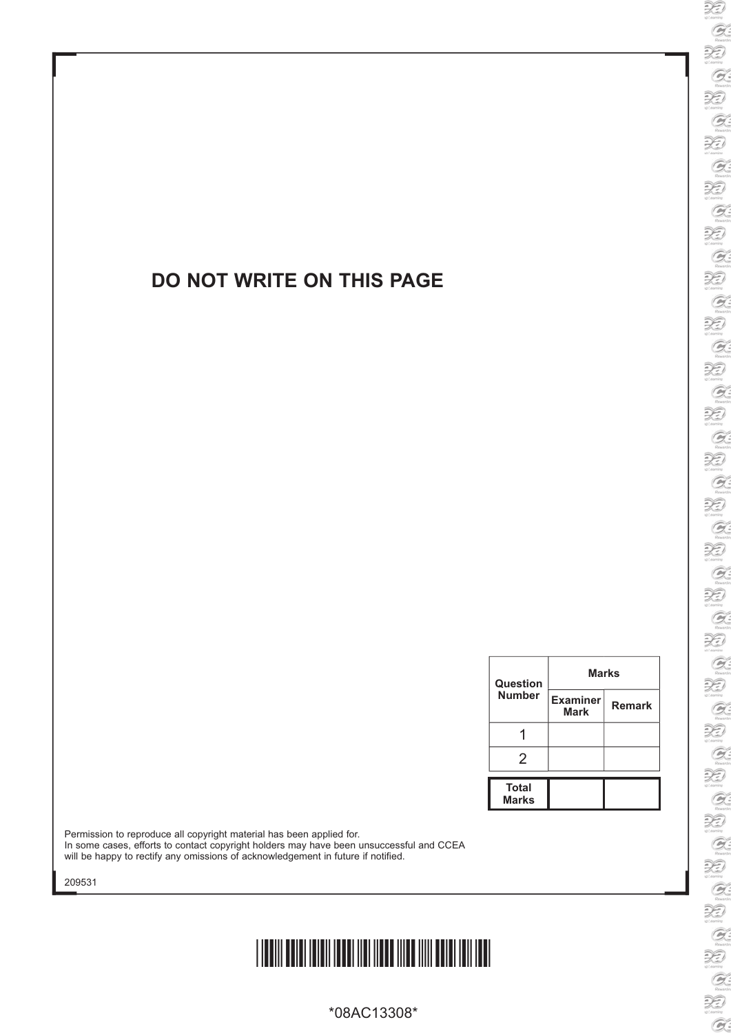**DO NOT WRITE ON THIS PAGE**

| Question Number | Marks | |
|---|---|---|
| | Examiner Mark | Remark |
| 1 | | |
| 2 | | |
| **Total Marks** | | |

Permission to reproduce all copyright material has been applied for.
In some cases, efforts to contact copyright holders may have been unsuccessful and CCEA will be happy to rectify any omissions of acknowledgement in future if notified.

209531

*08AC13308*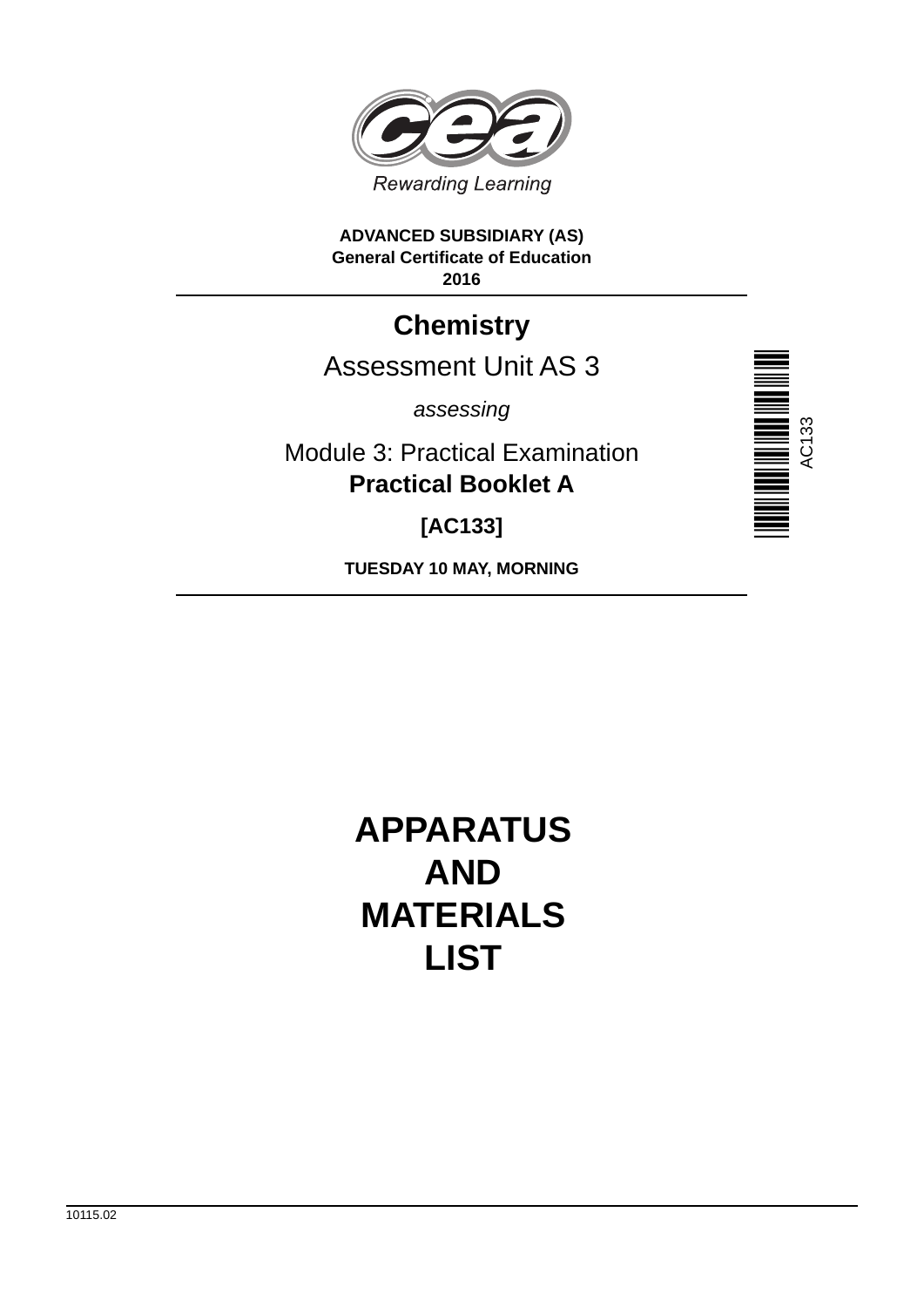Rewarding Learning

**ADVANCED SUBSIDIARY (AS)**
**General Certificate of Education**
**2016**

# Chemistry

## Assessment Unit AS 3

*assessing*

Module 3: Practical Examination
**Practical Booklet A**

**[AC133]**

**TUESDAY 10 MAY, MORNING**

AC133

# APPARATUS AND MATERIALS LIST

10115.02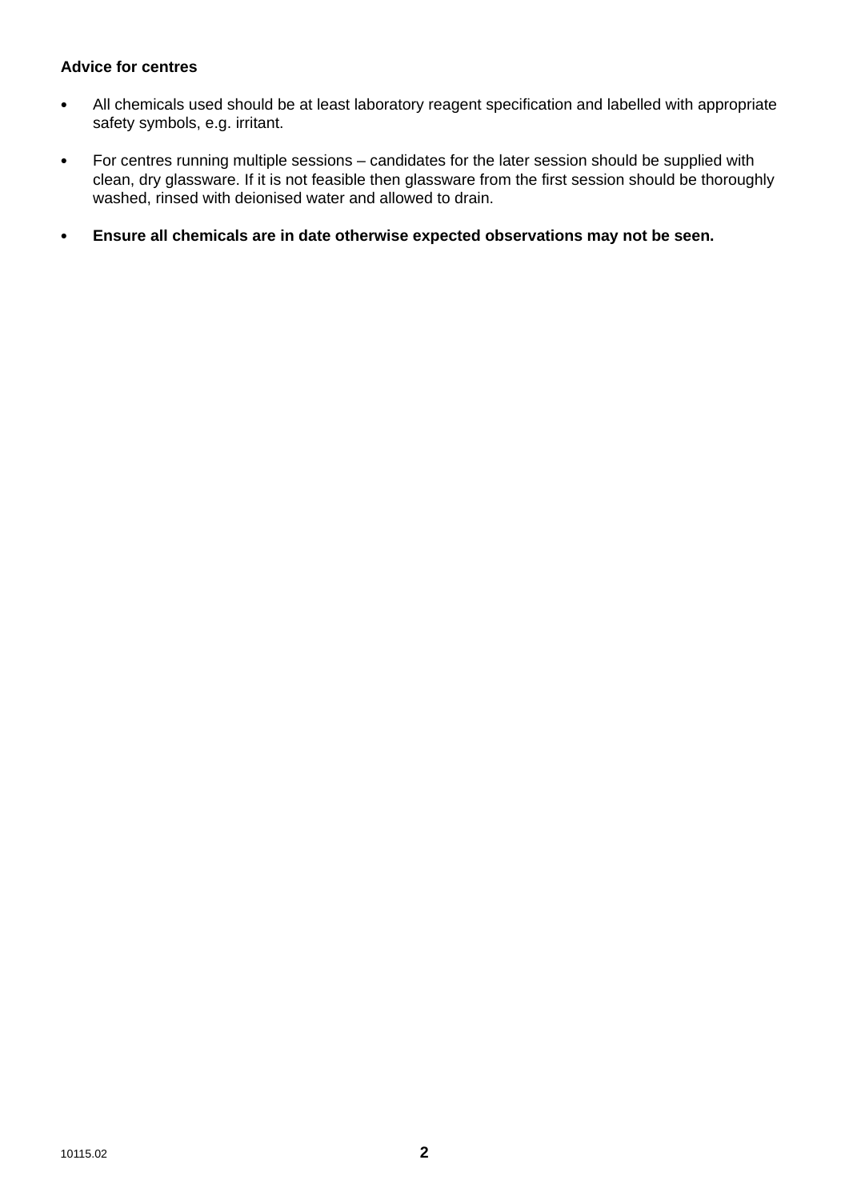**Advice for centres**

- All chemicals used should be at least laboratory reagent specification and labelled with appropriate safety symbols, e.g. irritant.
- For centres running multiple sessions – candidates for the later session should be supplied with clean, dry glassware. If it is not feasible then glassware from the first session should be thoroughly washed, rinsed with deionised water and allowed to drain.
- **Ensure all chemicals are in date otherwise expected observations may not be seen.**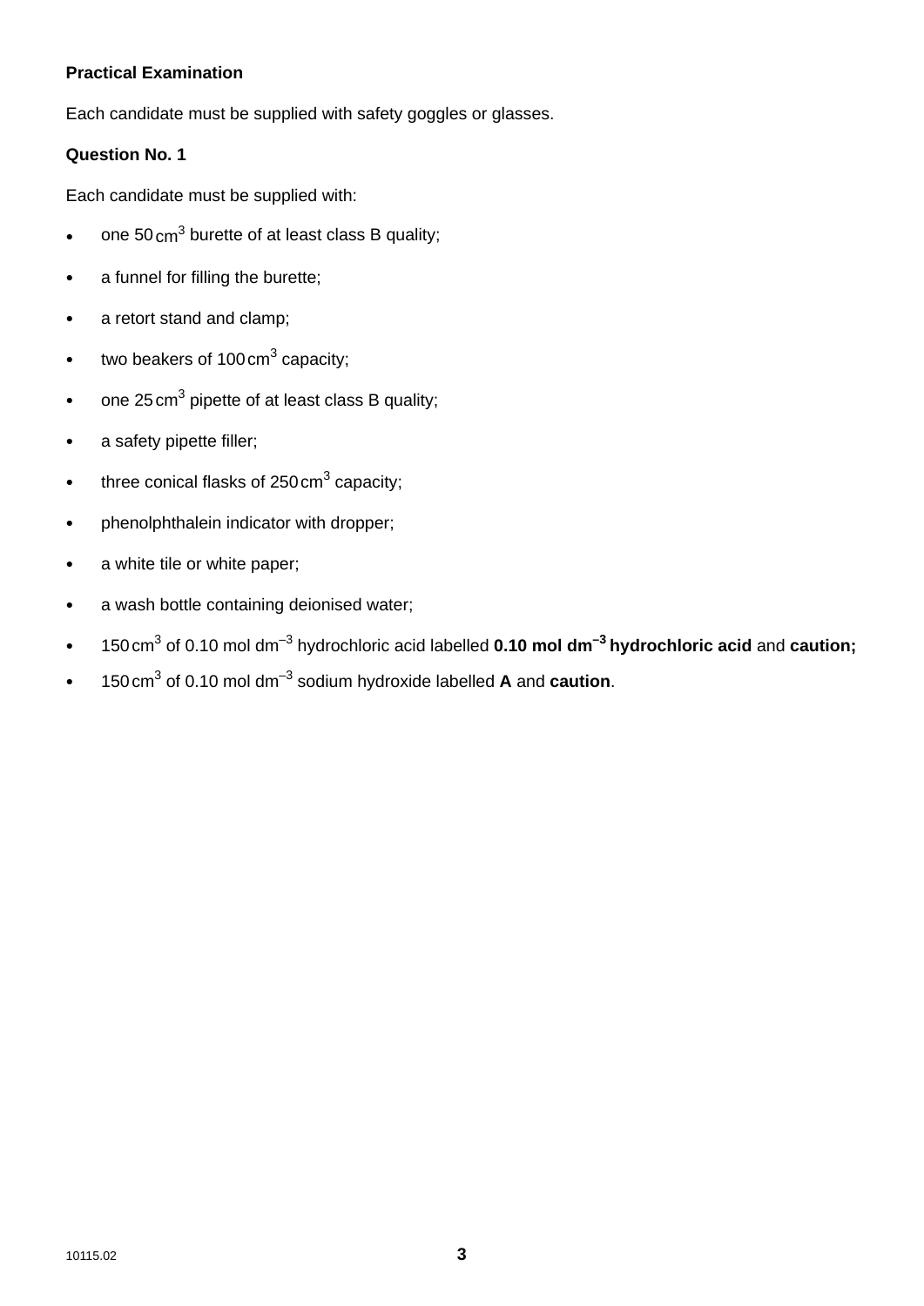**Practical Examination**

Each candidate must be supplied with safety goggles or glasses.

**Question No. 1**

Each candidate must be supplied with:

- one 50 $cm^3$ burette of at least class B quality;
- a funnel for filling the burette;
- a retort stand and clamp;
- two beakers of 100 $cm^3$ capacity;
- one 25 $cm^3$ pipette of at least class B quality;
- a safety pipette filler;
- three conical flasks of 250 $cm^3$ capacity;
- phenolphthalein indicator with dropper;
- a white tile or white paper;
- a wash bottle containing deionised water;
- 150 $cm^3$ of 0.10 mol $dm^{-3}$ hydrochloric acid labelled **0.10 mol $dm^{-3}$ hydrochloric acid** and **caution;**
- 150 $cm^3$ of 0.10 mol $dm^{-3}$ sodium hydroxide labelled **A** and **caution**.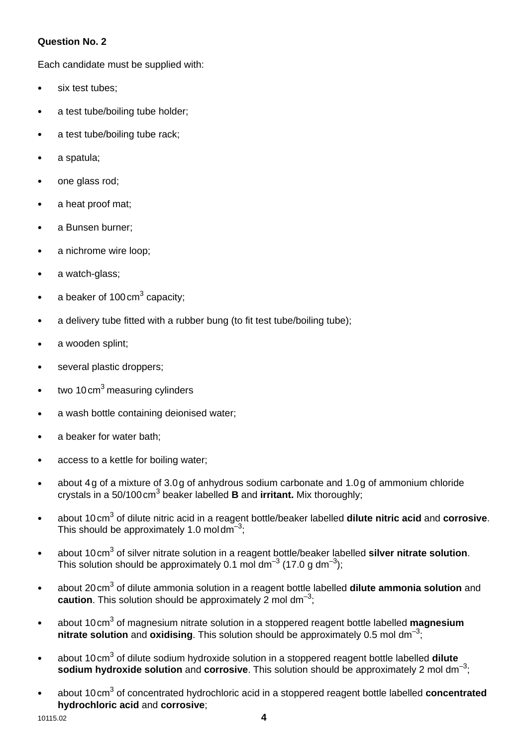**Question No. 2**

Each candidate must be supplied with:

- six test tubes;
- a test tube/boiling tube holder;
- a test tube/boiling tube rack;
- a spatula;
- one glass rod;
- a heat proof mat;
- a Bunsen burner;
- a nichrome wire loop;
- a watch-glass;
- a beaker of 100 $cm^3$ capacity;
- a delivery tube fitted with a rubber bung (to fit test tube/boiling tube);
- a wooden splint;
- several plastic droppers;
- two 10 $cm^3$ measuring cylinders
- a wash bottle containing deionised water;
- a beaker for water bath;
- access to a kettle for boiling water;
- about 4 g of a mixture of 3.0 g of anhydrous sodium carbonate and 1.0 g of ammonium chloride crystals in a 50/100 $cm^3$ beaker labelled **B** and **irritant.** Mix thoroughly;
- about 10 $cm^3$ of dilute nitric acid in a reagent bottle/beaker labelled **dilute nitric acid** and **corrosive**. This should be approximately 1.0 mol $dm^{-3}$;
- about 10 $cm^3$ of silver nitrate solution in a reagent bottle/beaker labelled **silver nitrate solution**. This solution should be approximately 0.1 mol $dm^{-3}$ (17.0 g $dm^{-3}$);
- about 20 $cm^3$ of dilute ammonia solution in a reagent bottle labelled **dilute ammonia solution** and **caution**. This solution should be approximately 2 mol $dm^{-3}$;
- about 10 $cm^3$ of magnesium nitrate solution in a stoppered reagent bottle labelled **magnesium nitrate solution** and **oxidising**. This solution should be approximately 0.5 mol $dm^{-3}$;
- about 10 $cm^3$ of dilute sodium hydroxide solution in a stoppered reagent bottle labelled **dilute sodium hydroxide solution** and **corrosive**. This solution should be approximately 2 mol $dm^{-3}$;
- about 10 $cm^3$ of concentrated hydrochloric acid in a stoppered reagent bottle labelled **concentrated hydrochloric acid** and **corrosive**;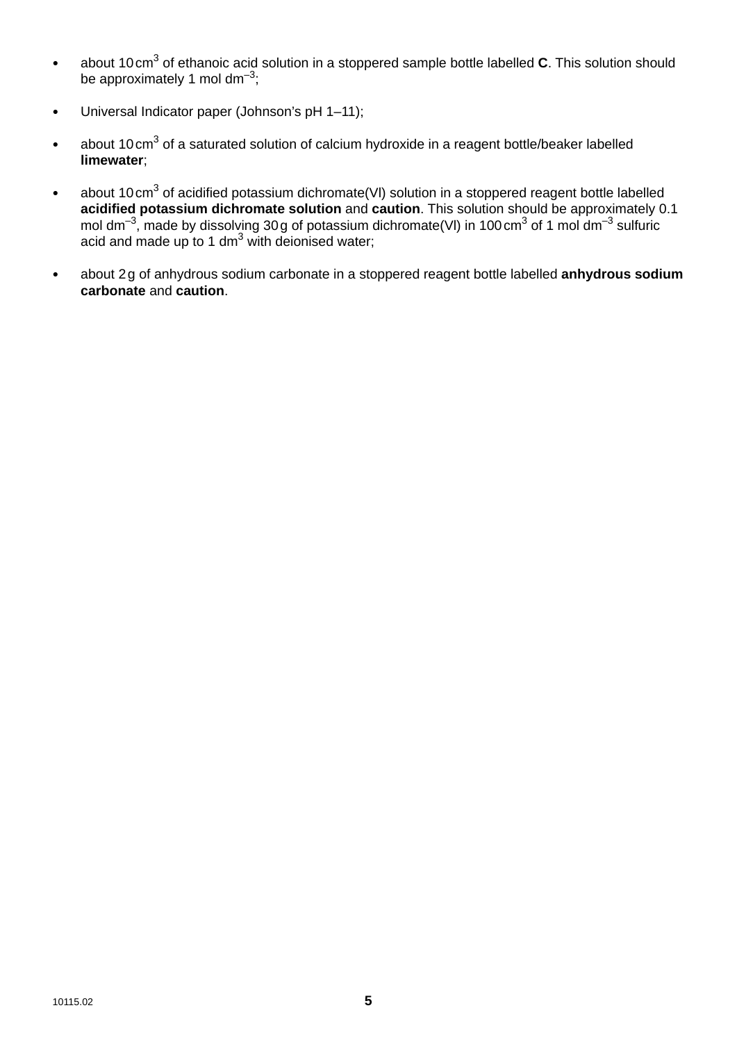- about 10 $cm^3$ of ethanoic acid solution in a stoppered sample bottle labelled **C**. This solution should be approximately 1 mol $dm^{-3}$;
- Universal Indicator paper (Johnson's pH 1–11);
- about 10 $cm^3$ of a saturated solution of calcium hydroxide in a reagent bottle/beaker labelled **limewater**;
- about 10 $cm^3$ of acidified potassium dichromate(VI) solution in a stoppered reagent bottle labelled **acidified potassium dichromate solution** and **caution**. This solution should be approximately 0.1 mol $dm^{-3}$, made by dissolving 30 g of potassium dichromate(VI) in 100 $cm^3$ of 1 mol $dm^{-3}$ sulfuric acid and made up to 1 $dm^3$ with deionised water;
- about 2 g of anhydrous sodium carbonate in a stoppered reagent bottle labelled **anhydrous sodium carbonate** and **caution**.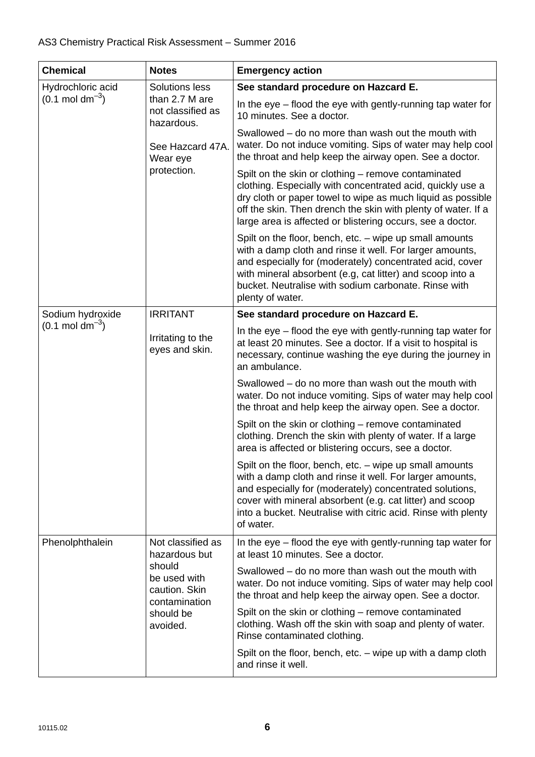| Chemical | Notes | Emergency action |
|---|---|---|
| Hydrochloric acid (0.1 mol $dm^{-3}$) | Solutions less than 2.7 M are not classified as hazardous. See Hazcard 47A. Wear eye protection. | **See standard procedure on Hazcard E.** |
| | | In the eye – flood the eye with gently-running tap water for 10 minutes. See a doctor. |
| | | Swallowed – do no more than wash out the mouth with water. Do not induce vomiting. Sips of water may help cool the throat and help keep the airway open. See a doctor. |
| | | Spilt on the skin or clothing – remove contaminated clothing. Especially with concentrated acid, quickly use a dry cloth or paper towel to wipe as much liquid as possible off the skin. Then drench the skin with plenty of water. If a large area is affected or blistering occurs, see a doctor. |
| | | Spilt on the floor, bench, etc. – wipe up small amounts with a damp cloth and rinse it well. For larger amounts, and especially for (moderately) concentrated acid, cover with mineral absorbent (e.g, cat litter) and scoop into a bucket. Neutralise with sodium carbonate. Rinse with plenty of water. |
| Sodium hydroxide (0.1 mol $dm^{-3}$) | IRRITANT Irritating to the eyes and skin. | **See standard procedure on Hazcard E.** |
| | | In the eye – flood the eye with gently-running tap water for at least 20 minutes. See a doctor. If a visit to hospital is necessary, continue washing the eye during the journey in an ambulance. |
| | | Swallowed – do no more than wash out the mouth with water. Do not induce vomiting. Sips of water may help cool the throat and help keep the airway open. See a doctor. |
| | | Spilt on the skin or clothing – remove contaminated clothing. Drench the skin with plenty of water. If a large area is affected or blistering occurs, see a doctor. |
| | | Spilt on the floor, bench, etc. – wipe up small amounts with a damp cloth and rinse it well. For larger amounts, and especially for (moderately) concentrated solutions, cover with mineral absorbent (e.g. cat litter) and scoop into a bucket. Neutralise with citric acid. Rinse with plenty of water. |
| Phenolphthalein | Not classified as hazardous but should be used with caution. Skin contamination should be avoided. | In the eye – flood the eye with gently-running tap water for at least 10 minutes. See a doctor. |
| | | Swallowed – do no more than wash out the mouth with water. Do not induce vomiting. Sips of water may help cool the throat and help keep the airway open. See a doctor. |
| | | Spilt on the skin or clothing – remove contaminated clothing. Wash off the skin with soap and plenty of water. Rinse contaminated clothing. |
| | | Spilt on the floor, bench, etc. – wipe up with a damp cloth and rinse it well. |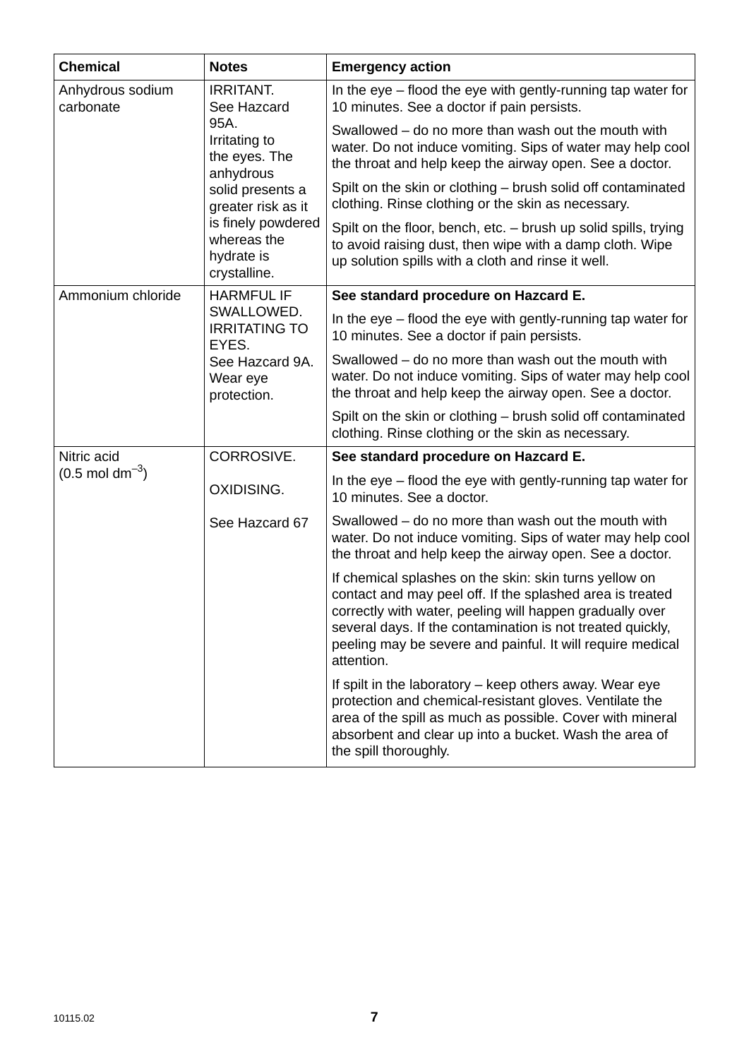| Chemical | Notes | Emergency action |
|---|---|---|
| Anhydrous sodium carbonate | IRRITANT. See Hazcard 95A. Irritating to the eyes. The anhydrous solid presents a greater risk as it is finely powdered whereas the hydrate is crystalline. | In the eye – flood the eye with gently-running tap water for 10 minutes. See a doctor if pain persists. |
| | | Swallowed – do no more than wash out the mouth with water. Do not induce vomiting. Sips of water may help cool the throat and help keep the airway open. See a doctor. |
| | | Spilt on the skin or clothing – brush solid off contaminated clothing. Rinse clothing or the skin as necessary. |
| | | Spilt on the floor, bench, etc. – brush up solid spills, trying to avoid raising dust, then wipe with a damp cloth. Wipe up solution spills with a cloth and rinse it well. |
| Ammonium chloride | HARMFUL IF SWALLOWED. IRRITATING TO EYES. See Hazcard 9A. Wear eye protection. | **See standard procedure on Hazcard E.** |
| | | In the eye – flood the eye with gently-running tap water for 10 minutes. See a doctor if pain persists. |
| | | Swallowed – do no more than wash out the mouth with water. Do not induce vomiting. Sips of water may help cool the throat and help keep the airway open. See a doctor. |
| | | Spilt on the skin or clothing – brush solid off contaminated clothing. Rinse clothing or the skin as necessary. |
| Nitric acid ($0.5\ mol\ dm^{-3}$) | CORROSIVE. | **See standard procedure on Hazcard E.** |
| | OXIDISING. | In the eye – flood the eye with gently-running tap water for 10 minutes. See a doctor. |
| | See Hazcard 67 | Swallowed – do no more than wash out the mouth with water. Do not induce vomiting. Sips of water may help cool the throat and help keep the airway open. See a doctor. |
| | | If chemical splashes on the skin: skin turns yellow on contact and may peel off. If the splashed area is treated correctly with water, peeling will happen gradually over several days. If the contamination is not treated quickly, peeling may be severe and painful. It will require medical attention. |
| | | If spilt in the laboratory – keep others away. Wear eye protection and chemical-resistant gloves. Ventilate the area of the spill as much as possible. Cover with mineral absorbent and clear up into a bucket. Wash the area of the spill thoroughly. |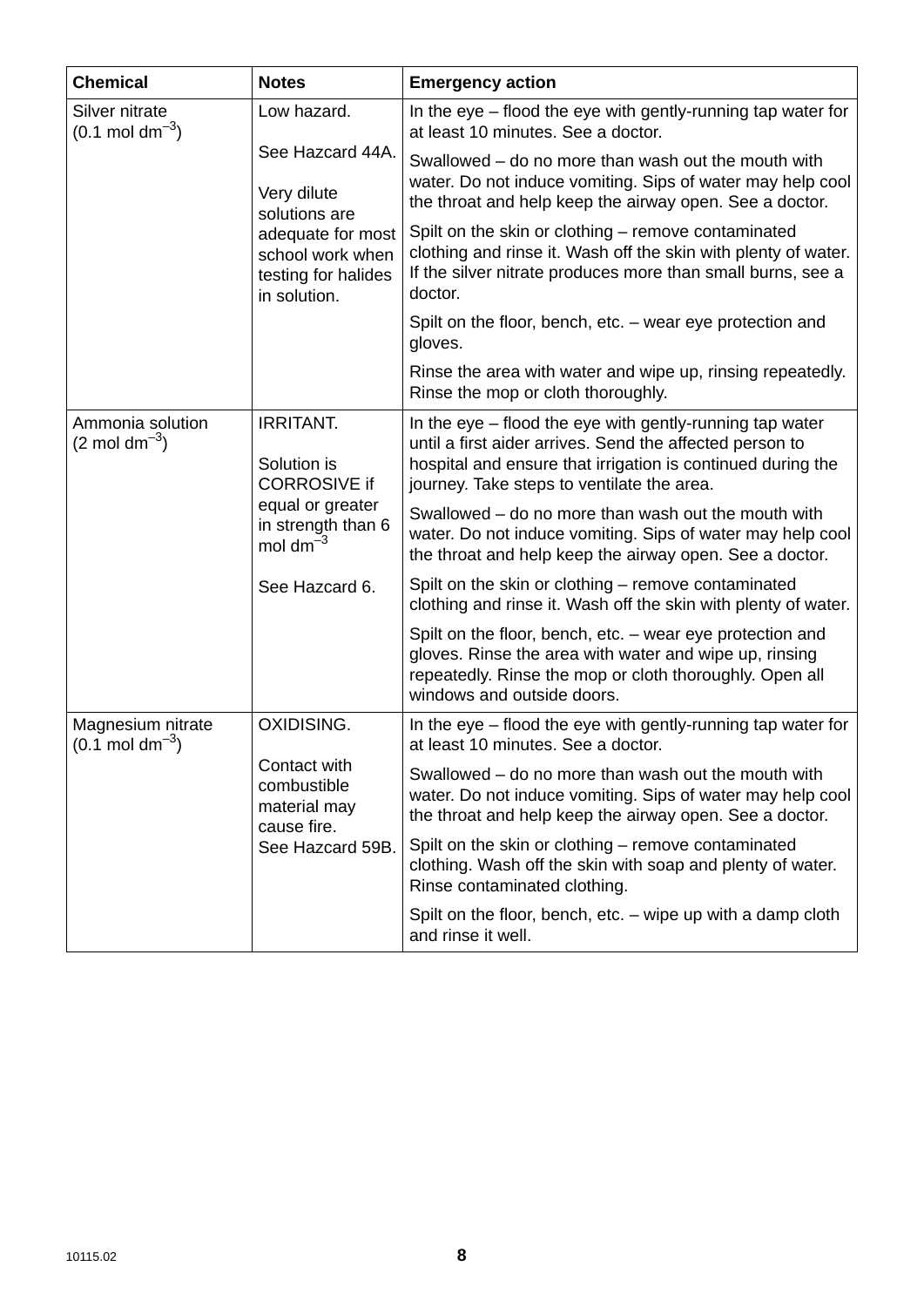| Chemical | Notes | Emergency action |
|---|---|---|
| Silver nitrate (0.1 mol $dm^{-3}$) | Low hazard.<br><br>See Hazcard 44A.<br><br>Very dilute solutions are adequate for most school work when testing for halides in solution. | In the eye – flood the eye with gently-running tap water for at least 10 minutes. See a doctor.<br><br>Swallowed – do no more than wash out the mouth with water. Do not induce vomiting. Sips of water may help cool the throat and help keep the airway open. See a doctor.<br><br>Spilt on the skin or clothing – remove contaminated clothing and rinse it. Wash off the skin with plenty of water. If the silver nitrate produces more than small burns, see a doctor.<br><br>Spilt on the floor, bench, etc. – wear eye protection and gloves.<br><br>Rinse the area with water and wipe up, rinsing repeatedly. Rinse the mop or cloth thoroughly. |
| Ammonia solution (2 mol $dm^{-3}$) | IRRITANT.<br><br>Solution is CORROSIVE if equal or greater in strength than 6 mol $dm^{-3}$<br><br>See Hazcard 6. | In the eye – flood the eye with gently-running tap water until a first aider arrives. Send the affected person to hospital and ensure that irrigation is continued during the journey. Take steps to ventilate the area.<br><br>Swallowed – do no more than wash out the mouth with water. Do not induce vomiting. Sips of water may help cool the throat and help keep the airway open. See a doctor.<br><br>Spilt on the skin or clothing – remove contaminated clothing and rinse it. Wash off the skin with plenty of water.<br><br>Spilt on the floor, bench, etc. – wear eye protection and gloves. Rinse the area with water and wipe up, rinsing repeatedly. Rinse the mop or cloth thoroughly. Open all windows and outside doors. |
| Magnesium nitrate (0.1 mol $dm^{-3}$) | OXIDISING.<br><br>Contact with combustible material may cause fire.<br>See Hazcard 59B. | In the eye – flood the eye with gently-running tap water for at least 10 minutes. See a doctor.<br><br>Swallowed – do no more than wash out the mouth with water. Do not induce vomiting. Sips of water may help cool the throat and help keep the airway open. See a doctor.<br><br>Spilt on the skin or clothing – remove contaminated clothing. Wash off the skin with soap and plenty of water. Rinse contaminated clothing.<br><br>Spilt on the floor, bench, etc. – wipe up with a damp cloth and rinse it well. |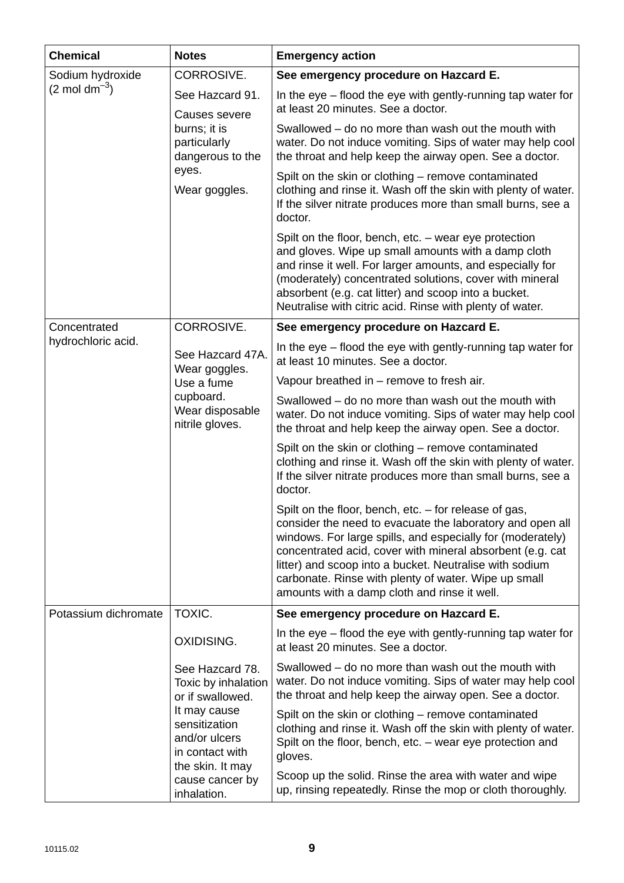| Chemical | Notes | Emergency action |
|---|---|---|
| Sodium hydroxide (2 mol $dm^{-3}$) | CORROSIVE.<br>See Hazcard 91.<br>Causes severe burns; it is particularly dangerous to the eyes.<br>Wear goggles. | **See emergency procedure on Hazcard E.**<br>In the eye – flood the eye with gently-running tap water for at least 20 minutes. See a doctor.<br>Swallowed – do no more than wash out the mouth with water. Do not induce vomiting. Sips of water may help cool the throat and help keep the airway open. See a doctor.<br>Spilt on the skin or clothing – remove contaminated clothing and rinse it. Wash off the skin with plenty of water. If the silver nitrate produces more than small burns, see a doctor.<br>Spilt on the floor, bench, etc. – wear eye protection and gloves. Wipe up small amounts with a damp cloth and rinse it well. For larger amounts, and especially for (moderately) concentrated solutions, cover with mineral absorbent (e.g. cat litter) and scoop into a bucket. Neutralise with citric acid. Rinse with plenty of water. |
| Concentrated hydrochloric acid. | CORROSIVE.<br>See Hazcard 47A.<br>Wear goggles.<br>Use a fume cupboard.<br>Wear disposable nitrile gloves. | **See emergency procedure on Hazcard E.**<br>In the eye – flood the eye with gently-running tap water for at least 10 minutes. See a doctor.<br>Vapour breathed in – remove to fresh air.<br>Swallowed – do no more than wash out the mouth with water. Do not induce vomiting. Sips of water may help cool the throat and help keep the airway open. See a doctor.<br>Spilt on the skin or clothing – remove contaminated clothing and rinse it. Wash off the skin with plenty of water. If the silver nitrate produces more than small burns, see a doctor.<br>Spilt on the floor, bench, etc. – for release of gas, consider the need to evacuate the laboratory and open all windows. For large spills, and especially for (moderately) concentrated acid, cover with mineral absorbent (e.g. cat litter) and scoop into a bucket. Neutralise with sodium carbonate. Rinse with plenty of water. Wipe up small amounts with a damp cloth and rinse it well. |
| Potassium dichromate | TOXIC.<br>OXIDISING.<br>See Hazcard 78.<br>Toxic by inhalation or if swallowed.<br>It may cause sensitization and/or ulcers in contact with the skin. It may cause cancer by inhalation. | **See emergency procedure on Hazcard E.**<br>In the eye – flood the eye with gently-running tap water for at least 20 minutes. See a doctor.<br>Swallowed – do no more than wash out the mouth with water. Do not induce vomiting. Sips of water may help cool the throat and help keep the airway open. See a doctor.<br>Spilt on the skin or clothing – remove contaminated clothing and rinse it. Wash off the skin with plenty of water. Spilt on the floor, bench, etc. – wear eye protection and gloves.<br>Scoop up the solid. Rinse the area with water and wipe up, rinsing repeatedly. Rinse the mop or cloth thoroughly. |

10115.02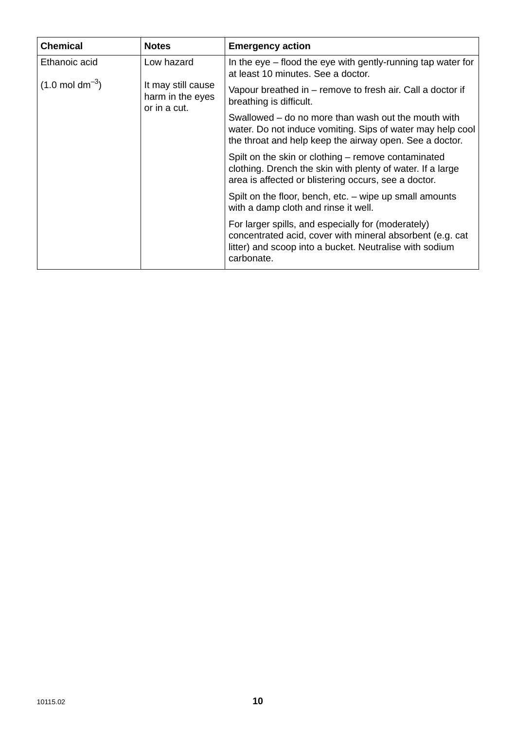| Chemical | Notes | Emergency action |
|---|---|---|
| Ethanoic acid<br><br>(1.0 mol $dm^{-3}$) | Low hazard<br><br>It may still cause harm in the eyes or in a cut. | In the eye – flood the eye with gently-running tap water for at least 10 minutes. See a doctor. |
| | | Vapour breathed in – remove to fresh air. Call a doctor if breathing is difficult. |
| | | Swallowed – do no more than wash out the mouth with water. Do not induce vomiting. Sips of water may help cool the throat and help keep the airway open. See a doctor. |
| | | Spilt on the skin or clothing – remove contaminated clothing. Drench the skin with plenty of water. If a large area is affected or blistering occurs, see a doctor. |
| | | Spilt on the floor, bench, etc. – wipe up small amounts with a damp cloth and rinse it well. |
| | | For larger spills, and especially for (moderately) concentrated acid, cover with mineral absorbent (e.g. cat litter) and scoop into a bucket. Neutralise with sodium carbonate. |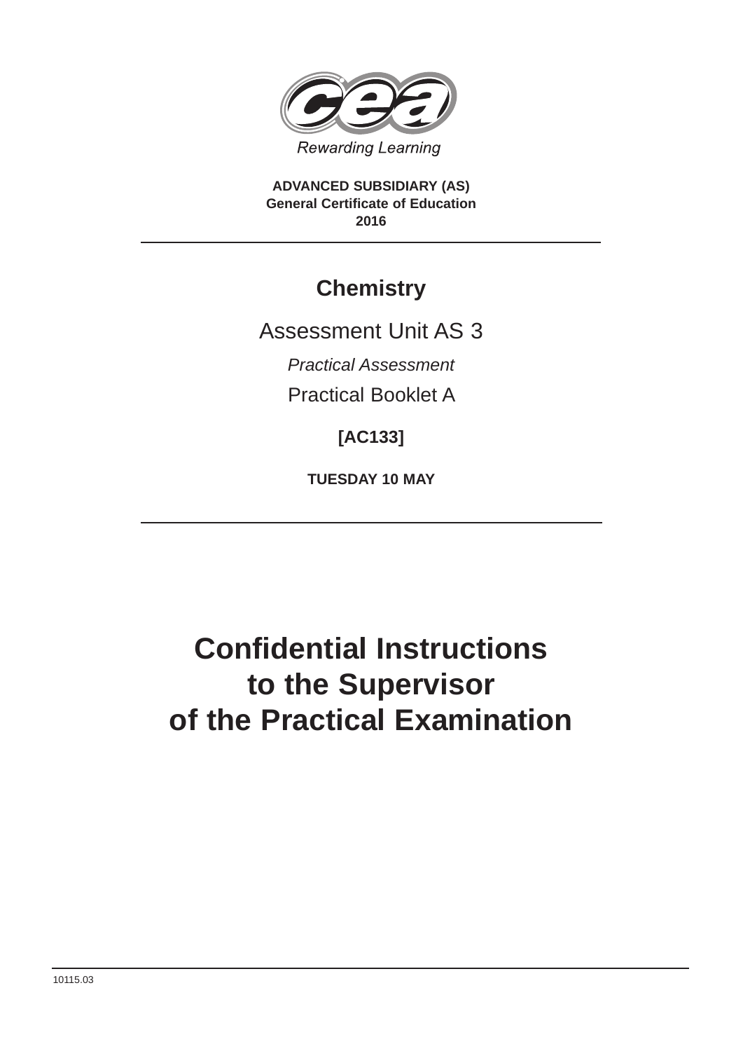Rewarding Learning

**ADVANCED SUBSIDIARY (AS)**
**General Certificate of Education**
**2016**

# Chemistry

Assessment Unit AS 3

*Practical Assessment*

Practical Booklet A

**[AC133]**

**TUESDAY 10 MAY**

# Confidential Instructions to the Supervisor of the Practical Examination

10115.03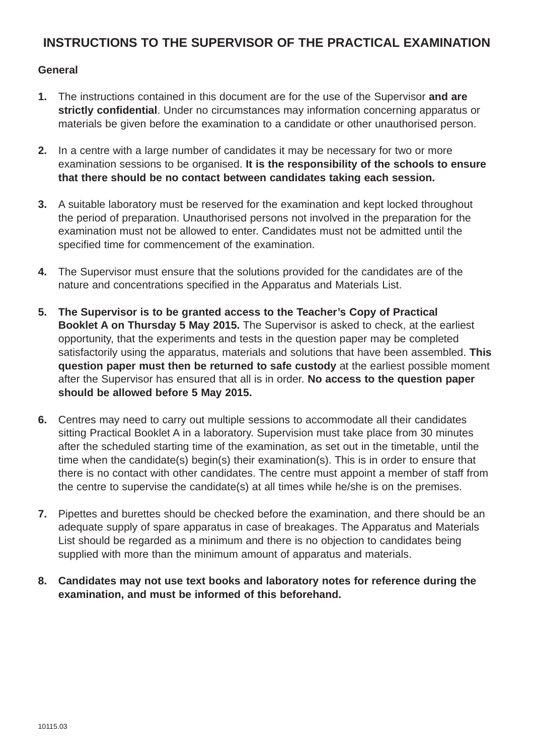## INSTRUCTIONS TO THE SUPERVISOR OF THE PRACTICAL EXAMINATION

**General**

1. The instructions contained in this document are for the use of the Supervisor **and are strictly confidential**. Under no circumstances may information concerning apparatus or materials be given before the examination to a candidate or other unauthorised person.

2. In a centre with a large number of candidates it may be necessary for two or more examination sessions to be organised. **It is the responsibility of the schools to ensure that there should be no contact between candidates taking each session.**

3. A suitable laboratory must be reserved for the examination and kept locked throughout the period of preparation. Unauthorised persons not involved in the preparation for the examination must not be allowed to enter. Candidates must not be admitted until the specified time for commencement of the examination.

4. The Supervisor must ensure that the solutions provided for the candidates are of the nature and concentrations specified in the Apparatus and Materials List.

5. **The Supervisor is to be granted access to the Teacher's Copy of Practical Booklet A on Thursday 5 May 2015.** The Supervisor is asked to check, at the earliest opportunity, that the experiments and tests in the question paper may be completed satisfactorily using the apparatus, materials and solutions that have been assembled. **This question paper must then be returned to safe custody** at the earliest possible moment after the Supervisor has ensured that all is in order. **No access to the question paper should be allowed before 5 May 2015.**

6. Centres may need to carry out multiple sessions to accommodate all their candidates sitting Practical Booklet A in a laboratory. Supervision must take place from 30 minutes after the scheduled starting time of the examination, as set out in the timetable, until the time when the candidate(s) begin(s) their examination(s). This is in order to ensure that there is no contact with other candidates. The centre must appoint a member of staff from the centre to supervise the candidate(s) at all times while he/she is on the premises.

7. Pipettes and burettes should be checked before the examination, and there should be an adequate supply of spare apparatus in case of breakages. The Apparatus and Materials List should be regarded as a minimum and there is no objection to candidates being supplied with more than the minimum amount of apparatus and materials.

8. **Candidates may not use text books and laboratory notes for reference during the examination, and must be informed of this beforehand.**

10115.03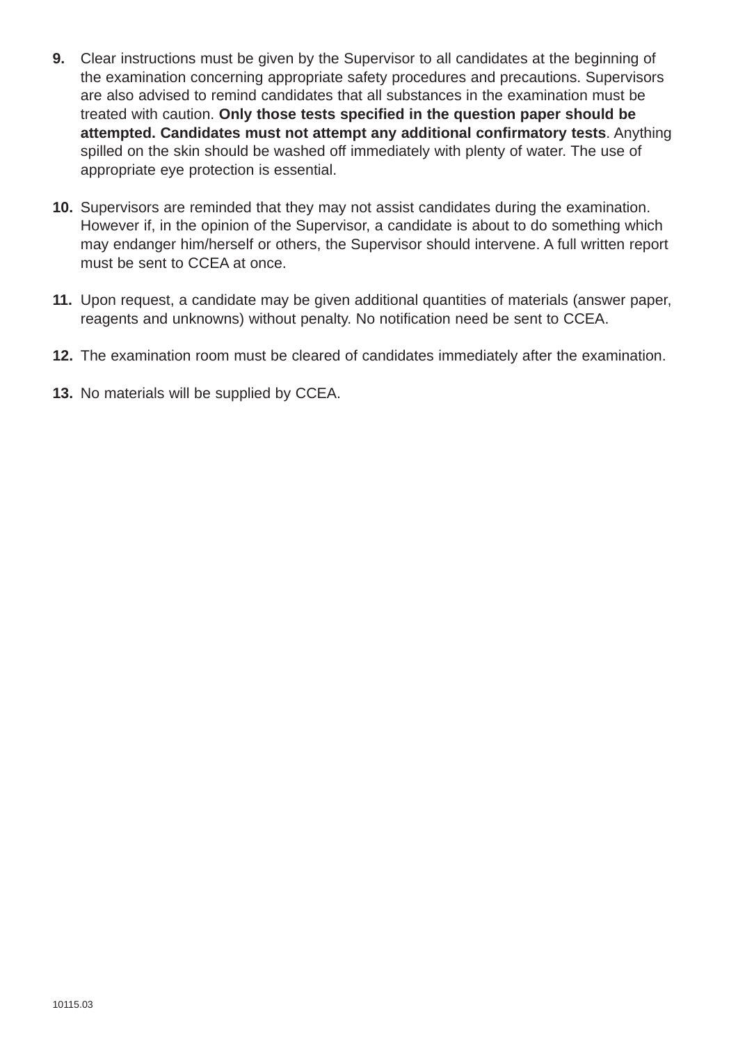9. Clear instructions must be given by the Supervisor to all candidates at the beginning of the examination concerning appropriate safety procedures and precautions. Supervisors are also advised to remind candidates that all substances in the examination must be treated with caution. **Only those tests specified in the question paper should be attempted. Candidates must not attempt any additional confirmatory tests**. Anything spilled on the skin should be washed off immediately with plenty of water. The use of appropriate eye protection is essential.

10. Supervisors are reminded that they may not assist candidates during the examination. However if, in the opinion of the Supervisor, a candidate is about to do something which may endanger him/herself or others, the Supervisor should intervene. A full written report must be sent to CCEA at once.

11. Upon request, a candidate may be given additional quantities of materials (answer paper, reagents and unknowns) without penalty. No notification need be sent to CCEA.

12. The examination room must be cleared of candidates immediately after the examination.

13. No materials will be supplied by CCEA.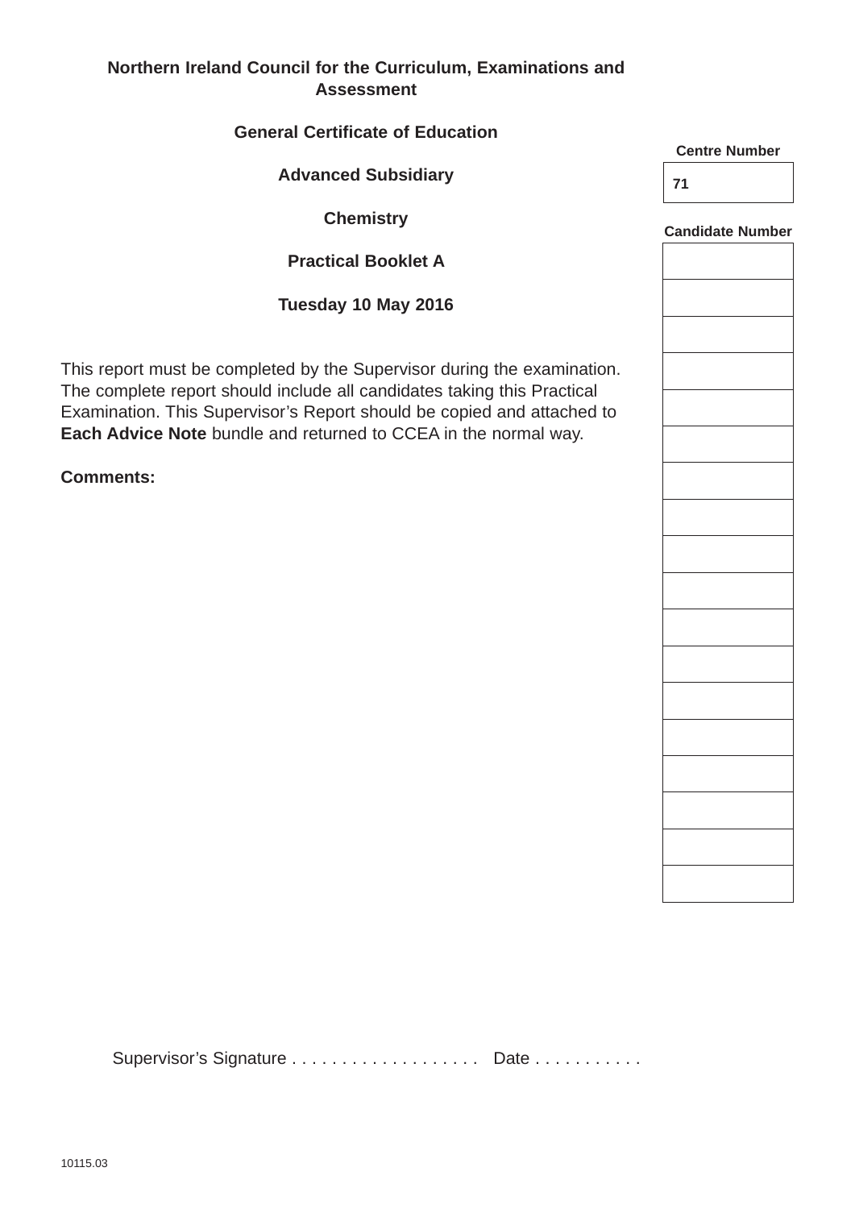**Northern Ireland Council for the Curriculum, Examinations and Assessment**

**General Certificate of Education**

**Advanced Subsidiary**

**Chemistry**

**Practical Booklet A**

**Tuesday 10 May 2016**

| Centre Number |
| --- |
| 71 |

| Candidate Number |
| --- |
| |
| |
| |
| |
| |
| |
| |
| |
| |
| |
| |
| |
| |
| |
| |
| |
| |
| |

This report must be completed by the Supervisor during the examination. The complete report should include all candidates taking this Practical Examination. This Supervisor's Report should be copied and attached to **Each Advice Note** bundle and returned to CCEA in the normal way.

**Comments:**

Supervisor's Signature . . . . . . . . . . . . . . . . . . . Date . . . . . . . . . . .

10115.03